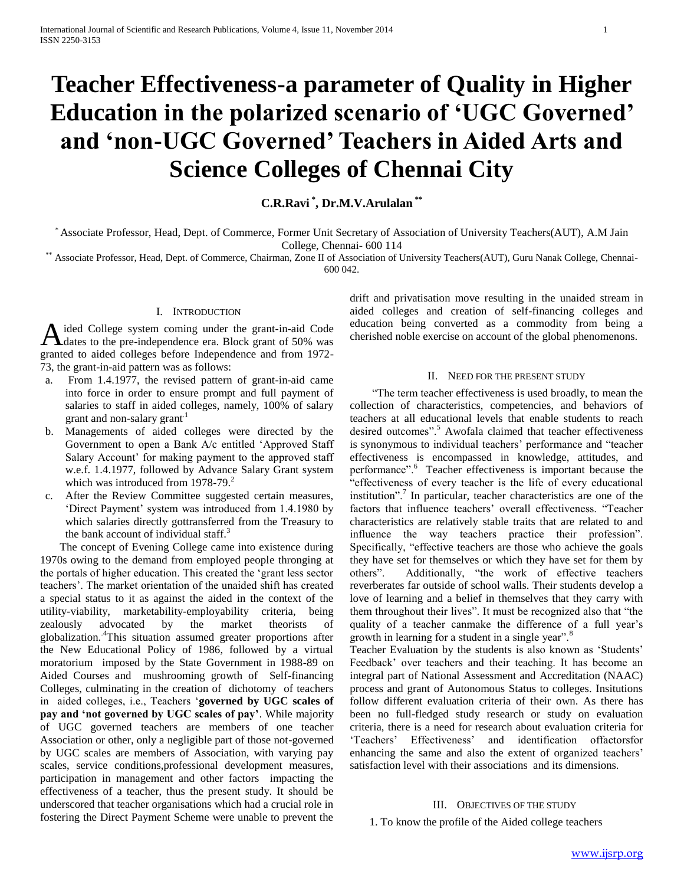# Teacher Effectiveness-a parameter of Quality in Higher Education in the polarized scenario of 'UGC Governed' and 'non-UGC Governed' Teachers in Aided Arts and Science Colleges of Chennai City

**C.R.Ravi [*], Dr.M.V.Arulalan [**]**

[*] Associate Professor, Head, Dept. of Commerce, Former Unit Secretary of Association of University Teachers(AUT), A.M Jain College, Chennai- 600 114

[**] Associate Professor, Head, Dept. of Commerce, Chairman, Zone II of Association of University Teachers(AUT), Guru Nanak College, Chennai- 600 042.

## I. Introduction

Aided College system coming under the grant-in-aid Code dates to the pre-independence era. Block grant of 50% was granted to aided colleges before Independence and from 1972-73, the grant-in-aid pattern was as follows:

a. From 1.4.1977, the revised pattern of grant-in-aid came into force in order to ensure prompt and full payment of salaries to staff in aided colleges, namely, 100% of salary grant and non-salary grant[1]
b. Managements of aided colleges were directed by the Government to open a Bank A/c entitled 'Approved Staff Salary Account' for making payment to the approved staff w.e.f. 1.4.1977, followed by Advance Salary Grant system which was introduced from 1978-79.[2]
c. After the Review Committee suggested certain measures, 'Direct Payment' system was introduced from 1.4.1980 by which salaries directly gottransferred from the Treasury to the bank account of individual staff.[3]

The concept of Evening College came into existence during 1970s owing to the demand from employed people thronging at the portals of higher education. This created the 'grant less sector teachers'. The market orientation of the unaided shift has created a special status to it as against the aided in the context of the utility-viability, marketability-employability criteria, being zealously advocated by the market theorists of globalization.[4]This situation assumed greater proportions after the New Educational Policy of 1986, followed by a virtual moratorium imposed by the State Government in 1988-89 on Aided Courses and mushrooming growth of Self-financing Colleges, culminating in the creation of dichotomy of teachers in aided colleges, i.e., Teachers '**governed by UGC scales of pay and 'not governed by UGC scales of pay'**. While majority of UGC governed teachers are members of one teacher Association or other, only a negligible part of those not-governed by UGC scales are members of Association, with varying pay scales, service conditions,professional development measures, participation in management and other factors impacting the effectiveness of a teacher, thus the present study. It should be underscored that teacher organisations which had a crucial role in fostering the Direct Payment Scheme were unable to prevent the drift and privatisation move resulting in the unaided stream in aided colleges and creation of self-financing colleges and education being converted as a commodity from being a cherished noble exercise on account of the global phenomenons.

## II. Need for the present study

"The term teacher effectiveness is used broadly, to mean the collection of characteristics, competencies, and behaviors of teachers at all educational levels that enable students to reach desired outcomes".[5] Awofala claimed that teacher effectiveness is synonymous to individual teachers' performance and "teacher effectiveness is encompassed in knowledge, attitudes, and performance".[6] Teacher effectiveness is important because the "effectiveness of every teacher is the life of every educational institution".[7] In particular, teacher characteristics are one of the factors that influence teachers' overall effectiveness. "Teacher characteristics are relatively stable traits that are related to and influence the way teachers practice their profession". Specifically, "effective teachers are those who achieve the goals they have set for themselves or which they have set for them by others". Additionally, "the work of effective teachers reverberates far outside of school walls. Their students develop a love of learning and a belief in themselves that they carry with them throughout their lives". It must be recognized also that "the quality of a teacher canmake the difference of a full year's growth in learning for a student in a single year".[8]

Teacher Evaluation by the students is also known as 'Students' Feedback' over teachers and their teaching. It has become an integral part of National Assessment and Accreditation (NAAC) process and grant of Autonomous Status to colleges. Insitutions follow different evaluation criteria of their own. As there has been no full-fledged study research or study on evaluation criteria, there is a need for research about evaluation criteria for 'Teachers' Effectiveness' and identification offactorsfor enhancing the same and also the extent of organized teachers' satisfaction level with their associations and its dimensions.

## III. Objectives of the study

1. To know the profile of the Aided college teachers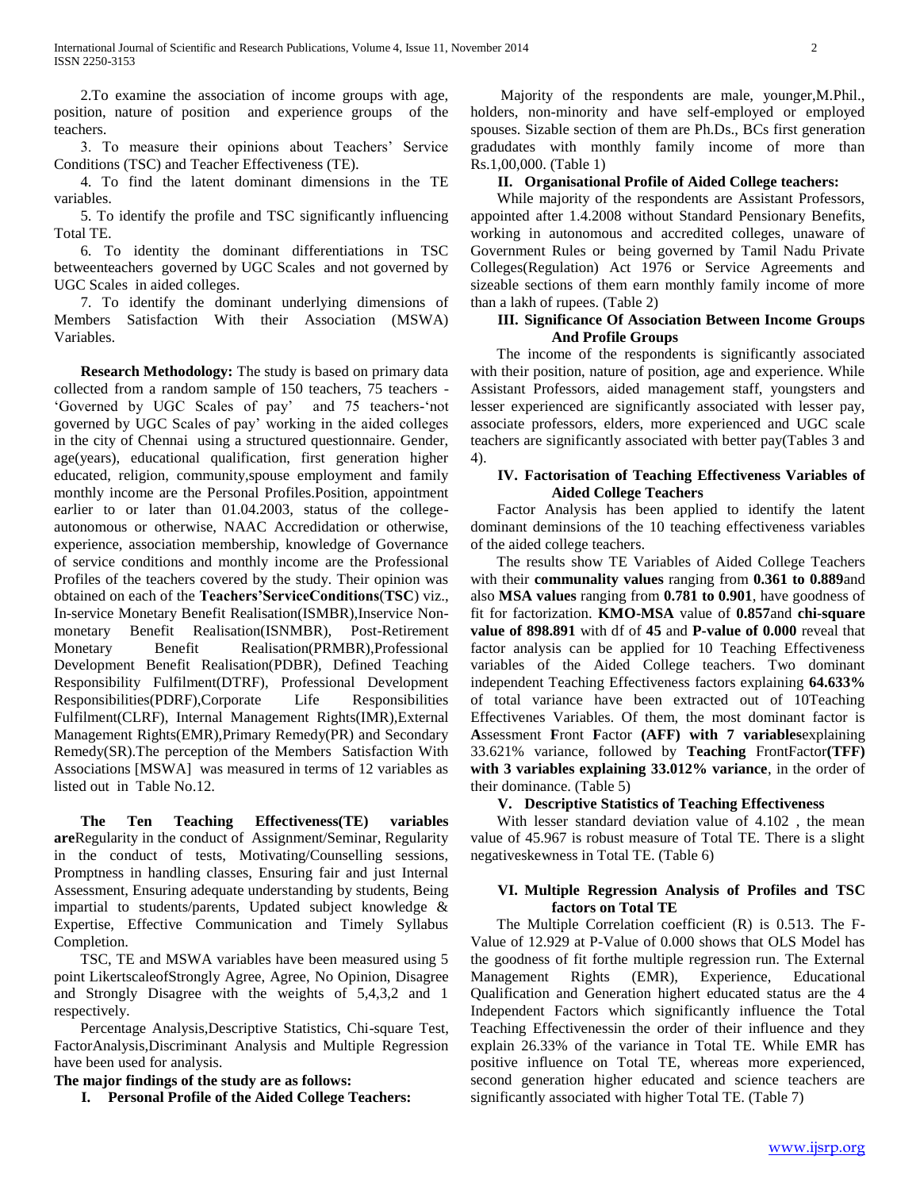2.To examine the association of income groups with age, position, nature of position and experience groups of the teachers.

3. To measure their opinions about Teachers' Service Conditions (TSC) and Teacher Effectiveness (TE).

4. To find the latent dominant dimensions in the TE variables.

5. To identify the profile and TSC significantly influencing Total TE.

6. To identity the dominant differentiations in TSC betweenteachers governed by UGC Scales and not governed by UGC Scales in aided colleges.

7. To identify the dominant underlying dimensions of Members Satisfaction With their Association (MSWA) Variables.

**Research Methodology:** The study is based on primary data collected from a random sample of 150 teachers, 75 teachers - 'Governed by UGC Scales of pay' and 75 teachers-'not governed by UGC Scales of pay' working in the aided colleges in the city of Chennai using a structured questionnaire. Gender, age(years), educational qualification, first generation higher educated, religion, community,spouse employment and family monthly income are the Personal Profiles.Position, appointment earlier to or later than 01.04.2003, status of the college-autonomous or otherwise, NAAC Accredidation or otherwise, experience, association membership, knowledge of Governance of service conditions and monthly income are the Professional Profiles of the teachers covered by the study. Their opinion was obtained on each of the **Teachers'ServiceConditions**(**TSC**) viz., In-service Monetary Benefit Realisation(ISMBR),Inservice Non-monetary Benefit Realisation(ISNMBR), Post-Retirement Monetary Benefit Realisation(PRMBR),Professional Development Benefit Realisation(PDBR), Defined Teaching Responsibility Fulfilment(DTRF), Professional Development Responsibilities(PDRF),Corporate Life Responsibilities Fulfilment(CLRF), Internal Management Rights(IMR),External Management Rights(EMR),Primary Remedy(PR) and Secondary Remedy(SR).The perception of the Members Satisfaction With Associations [MSWA] was measured in terms of 12 variables as listed out in Table No.12.

**The Ten Teaching Effectiveness(TE) variables are**Regularity in the conduct of Assignment/Seminar, Regularity in the conduct of tests, Motivating/Counselling sessions, Promptness in handling classes, Ensuring fair and just Internal Assessment, Ensuring adequate understanding by students, Being impartial to students/parents, Updated subject knowledge & Expertise, Effective Communication and Timely Syllabus Completion.

TSC, TE and MSWA variables have been measured using 5 point LikertscaleofStrongly Agree, Agree, No Opinion, Disagree and Strongly Disagree with the weights of 5,4,3,2 and 1 respectively.

Percentage Analysis,Descriptive Statistics, Chi-square Test, FactorAnalysis,Discriminant Analysis and Multiple Regression have been used for analysis.

**The major findings of the study are as follows:**

**I. Personal Profile of the Aided College Teachers:**

Majority of the respondents are male, younger,M.Phil., holders, non-minority and have self-employed or employed spouses. Sizable section of them are Ph.Ds., BCs first generation gradudates with monthly family income of more than Rs.1,00,000. (Table 1)

**II. Organisational Profile of Aided College teachers:**

While majority of the respondents are Assistant Professors, appointed after 1.4.2008 without Standard Pensionary Benefits, working in autonomous and accredited colleges, unaware of Government Rules or being governed by Tamil Nadu Private Colleges(Regulation) Act 1976 or Service Agreements and sizeable sections of them earn monthly family income of more than a lakh of rupees. (Table 2)

**III. Significance Of Association Between Income Groups And Profile Groups**

The income of the respondents is significantly associated with their position, nature of position, age and experience. While Assistant Professors, aided management staff, youngsters and lesser experienced are significantly associated with lesser pay, associate professors, elders, more experienced and UGC scale teachers are significantly associated with better pay(Tables 3 and 4).

**IV. Factorisation of Teaching Effectiveness Variables of Aided College Teachers**

Factor Analysis has been applied to identify the latent dominant deminsions of the 10 teaching effectiveness variables of the aided college teachers.

The results show TE Variables of Aided College Teachers with their **communality values** ranging from **0.361 to 0.889**and also **MSA values** ranging from **0.781 to 0.901**, have goodness of fit for factorization. **KMO-MSA** value of **0.857**and **chi-square value of 898.891** with df of **45** and **P-value of 0.000** reveal that factor analysis can be applied for 10 Teaching Effectiveness variables of the Aided College teachers. Two dominant independent Teaching Effectiveness factors explaining **64.633%** of total variance have been extracted out of 10Teaching Effectivenes Variables. Of them, the most dominant factor is **A**ssessment **F**ront **F**actor **(AFF) with 7 variables**explaining 33.621% variance, followed by **Teaching** FrontFactor**(TFF) with 3 variables explaining 33.012% variance**, in the order of their dominance. (Table 5)

**V. Descriptive Statistics of Teaching Effectiveness**

With lesser standard deviation value of 4.102 , the mean value of 45.967 is robust measure of Total TE. There is a slight negativeskewness in Total TE. (Table 6)

**VI. Multiple Regression Analysis of Profiles and TSC factors on Total TE**

The Multiple Correlation coefficient (R) is 0.513. The F-Value of 12.929 at P-Value of 0.000 shows that OLS Model has the goodness of fit forthe multiple regression run. The External Management Rights (EMR), Experience, Educational Qualification and Generation highert educated status are the 4 Independent Factors which significantly influence the Total Teaching Effectivenessin the order of their influence and they explain 26.33% of the variance in Total TE. While EMR has positive influence on Total TE, whereas more experienced, second generation higher educated and science teachers are significantly associated with higher Total TE. (Table 7)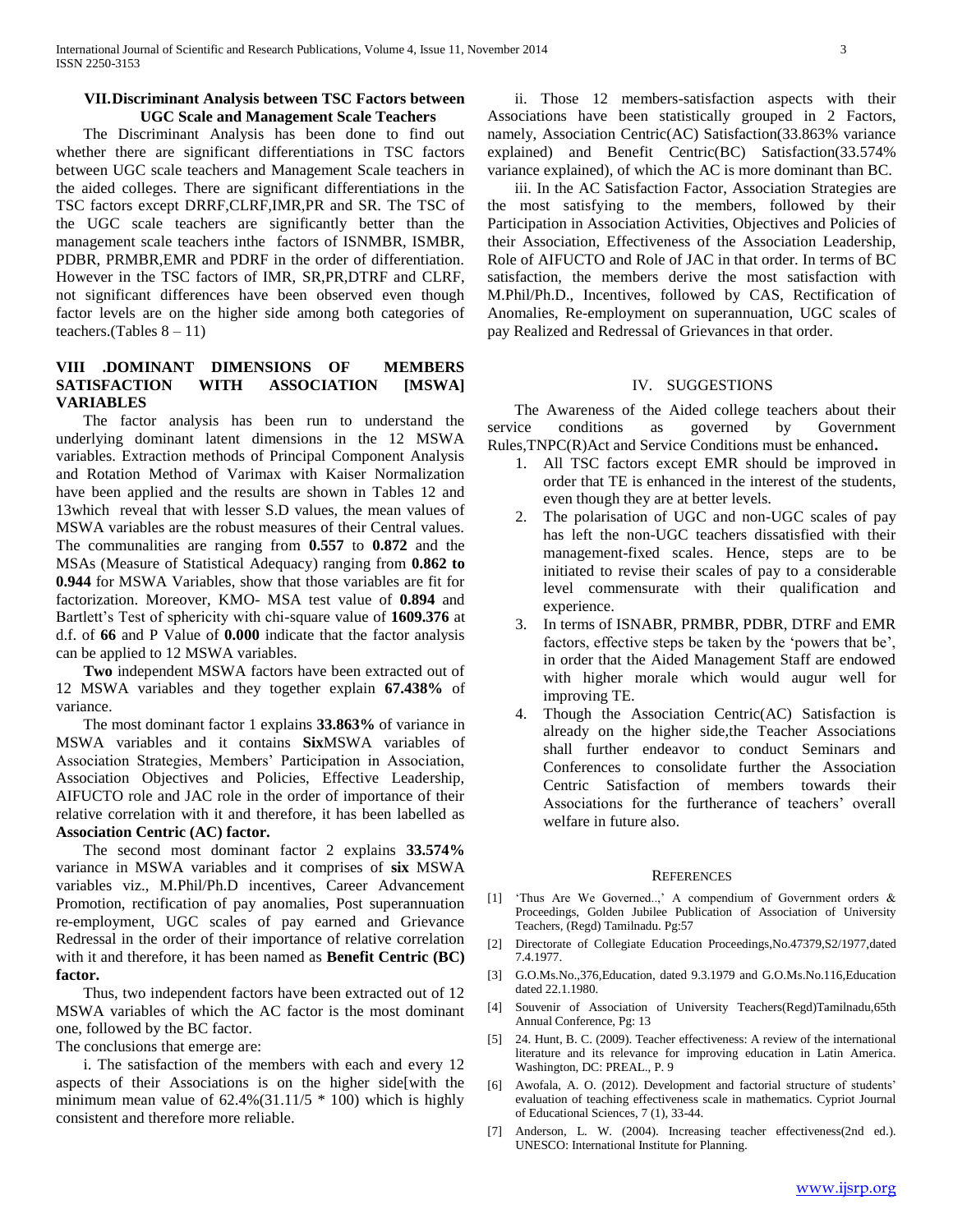### VII. Discriminant Analysis between TSC Factors between UGC Scale and Management Scale Teachers

The Discriminant Analysis has been done to find out whether there are significant differentiations in TSC factors between UGC scale teachers and Management Scale teachers in the aided colleges. There are significant differentiations in the TSC factors except DRRF,CLRF,IMR,PR and SR. The TSC of the UGC scale teachers are significantly better than the management scale teachers inthe factors of ISNMBR, ISMBR, PDBR, PRMBR,EMR and PDRF in the order of differentiation. However in the TSC factors of IMR, SR,PR,DTRF and CLRF, not significant differences have been observed even though factor levels are on the higher side among both categories of teachers.(Tables 8 – 11)

### VIII .DOMINANT DIMENSIONS OF MEMBERS SATISFACTION WITH ASSOCIATION [MSWA] VARIABLES

The factor analysis has been run to understand the underlying dominant latent dimensions in the 12 MSWA variables. Extraction methods of Principal Component Analysis and Rotation Method of Varimax with Kaiser Normalization have been applied and the results are shown in Tables 12 and 13which reveal that with lesser S.D values, the mean values of MSWA variables are the robust measures of their Central values. The communalities are ranging from **0.557** to **0.872** and the MSAs (Measure of Statistical Adequacy) ranging from **0.862 to 0.944** for MSWA Variables, show that those variables are fit for factorization. Moreover, KMO- MSA test value of **0.894** and Bartlett's Test of sphericity with chi-square value of **1609.376** at d.f. of **66** and P Value of **0.000** indicate that the factor analysis can be applied to 12 MSWA variables.

**Two** independent MSWA factors have been extracted out of 12 MSWA variables and they together explain **67.438%** of variance.

The most dominant factor 1 explains **33.863%** of variance in MSWA variables and it contains **Six**MSWA variables of Association Strategies, Members' Participation in Association, Association Objectives and Policies, Effective Leadership, AIFUCTO role and JAC role in the order of importance of their relative correlation with it and therefore, it has been labelled as **Association Centric (AC) factor.**

The second most dominant factor 2 explains **33.574%** variance in MSWA variables and it comprises of **six** MSWA variables viz., M.Phil/Ph.D incentives, Career Advancement Promotion, rectification of pay anomalies, Post superannuation re-employment, UGC scales of pay earned and Grievance Redressal in the order of their importance of relative correlation with it and therefore, it has been named as **Benefit Centric (BC) factor.**

Thus, two independent factors have been extracted out of 12 MSWA variables of which the AC factor is the most dominant one, followed by the BC factor.

The conclusions that emerge are:

i. The satisfaction of the members with each and every 12 aspects of their Associations is on the higher side[with the minimum mean value of 62.4%(31.11/5 * 100) which is highly consistent and therefore more reliable.

ii. Those 12 members-satisfaction aspects with their Associations have been statistically grouped in 2 Factors, namely, Association Centric(AC) Satisfaction(33.863% variance explained) and Benefit Centric(BC) Satisfaction(33.574% variance explained), of which the AC is more dominant than BC.

iii. In the AC Satisfaction Factor, Association Strategies are the most satisfying to the members, followed by their Participation in Association Activities, Objectives and Policies of their Association, Effectiveness of the Association Leadership, Role of AIFUCTO and Role of JAC in that order. In terms of BC satisfaction, the members derive the most satisfaction with M.Phil/Ph.D., Incentives, followed by CAS, Rectification of Anomalies, Re-employment on superannuation, UGC scales of pay Realized and Redressal of Grievances in that order.

## IV. SUGGESTIONS

The Awareness of the Aided college teachers about their service conditions as governed by Government Rules,TNPC(R)Act and Service Conditions must be enhanced**.**

1. All TSC factors except EMR should be improved in order that TE is enhanced in the interest of the students, even though they are at better levels.
2. The polarisation of UGC and non-UGC scales of pay has left the non-UGC teachers dissatisfied with their management-fixed scales. Hence, steps are to be initiated to revise their scales of pay to a considerable level commensurate with their qualification and experience.
3. In terms of ISNABR, PRMBR, PDBR, DTRF and EMR factors, effective steps be taken by the 'powers that be', in order that the Aided Management Staff are endowed with higher morale which would augur well for improving TE.
4. Though the Association Centric(AC) Satisfaction is already on the higher side,the Teacher Associations shall further endeavor to conduct Seminars and Conferences to consolidate further the Association Centric Satisfaction of members towards their Associations for the furtherance of teachers' overall welfare in future also.

## REFERENCES

[1] 'Thus Are We Governed..,' A compendium of Government orders & Proceedings, Golden Jubilee Publication of Association of University Teachers, (Regd) Tamilnadu. Pg:57

[2] Directorate of Collegiate Education Proceedings,No.47379,S2/1977,dated 7.4.1977.

[3] G.O.Ms.No.,376,Education, dated 9.3.1979 and G.O.Ms.No.116,Education dated 22.1.1980.

[4] Souvenir of Association of University Teachers(Regd)Tamilnadu,65th Annual Conference, Pg: 13

[5] 24. Hunt, B. C. (2009). Teacher effectiveness: A review of the international literature and its relevance for improving education in Latin America. Washington, DC: PREAL., P. 9

[6] Awofala, A. O. (2012). Development and factorial structure of students' evaluation of teaching effectiveness scale in mathematics. Cypriot Journal of Educational Sciences, 7 (1), 33-44.

[7] Anderson, L. W. (2004). Increasing teacher effectiveness(2nd ed.). UNESCO: International Institute for Planning.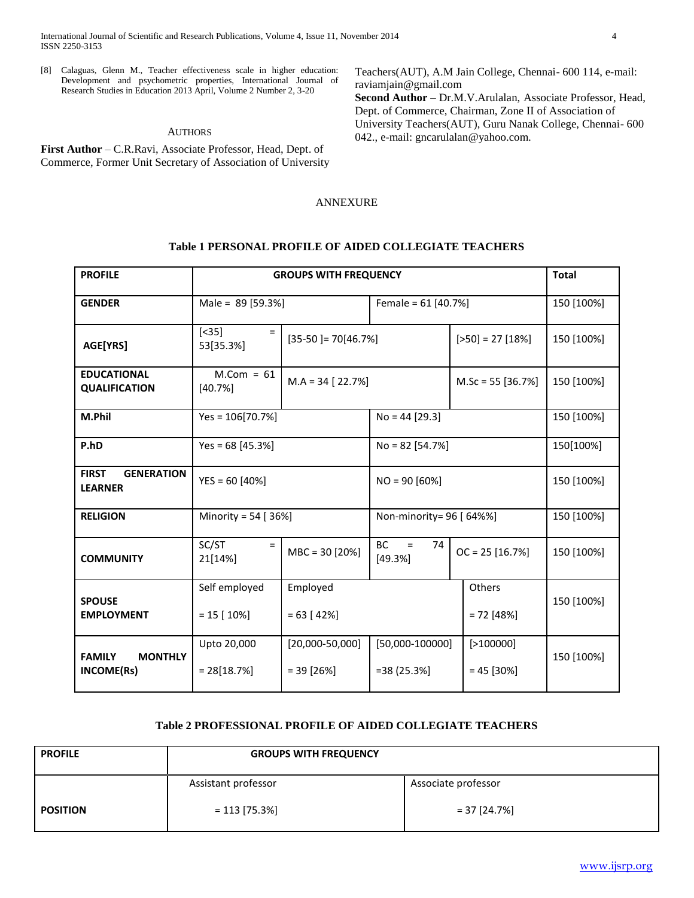[8] Calaguas, Glenn M., Teacher effectiveness scale in higher education: Development and psychometric properties, International Journal of Research Studies in Education 2013 April, Volume 2 Number 2, 3-20

## AUTHORS

**First Author** – C.R.Ravi, Associate Professor, Head, Dept. of Commerce, Former Unit Secretary of Association of University Teachers(AUT), A.M Jain College, Chennai- 600 114, e-mail: raviamjain@gmail.com

**Second Author** – Dr.M.V.Arulalan, Associate Professor, Head, Dept. of Commerce, Chairman, Zone II of Association of University Teachers(AUT), Guru Nanak College, Chennai- 600 042., e-mail: gncarulalan@yahoo.com.

## ANNEXURE

**Table 1 PERSONAL PROFILE OF AIDED COLLEGIATE TEACHERS**

| PROFILE | GROUPS WITH FREQUENCY | | | | Total |
|---|---|---|---|---|---|
| GENDER | Male = 89 [59.3%] | | Female = 61 [40.7%] | | 150 [100%] |
| AGE[YRS] | [<35] = 53[35.3%] | [35-50 ]= 70[46.7%] | | [>50] = 27 [18%] | 150 [100%] |
| EDUCATIONAL QUALIFICATION | M.Com = 61 [40.7%] | M.A = 34 [ 22.7%] | | M.Sc = 55 [36.7%] | 150 [100%] |
| M.Phil | Yes = 106[70.7%] | | No = 44 [29.3] | | 150 [100%] |
| P.hD | Yes = 68 [45.3%] | | No = 82 [54.7%] | | 150[100%] |
| FIRST GENERATION LEARNER | YES = 60 [40%] | | NO = 90 [60%] | | 150 [100%] |
| RELIGION | Minority = 54 [ 36%] | | Non-minority= 96 [ 64%%] | | 150 [100%] |
| COMMUNITY | SC/ST = 21[14%] | MBC = 30 [20%] | BC = 74 [49.3%] | OC = 25 [16.7%] | 150 [100%] |
| SPOUSE EMPLOYMENT | Self employed = 15 [ 10%] | Employed = 63 [ 42%] | | Others = 72 [48%] | 150 [100%] |
| FAMILY MONTHLY INCOME(Rs) | Upto 20,000 = 28[18.7%] | [20,000-50,000] = 39 [26%] | [50,000-100000] =38 (25.3%] | [>100000] = 45 [30%] | 150 [100%] |

**Table 2 PROFESSIONAL PROFILE OF AIDED COLLEGIATE TEACHERS**

| PROFILE | GROUPS WITH FREQUENCY | |
|---|---|---|
| POSITION | Assistant professor = 113 [75.3%] | Associate professor = 37 [24.7%] |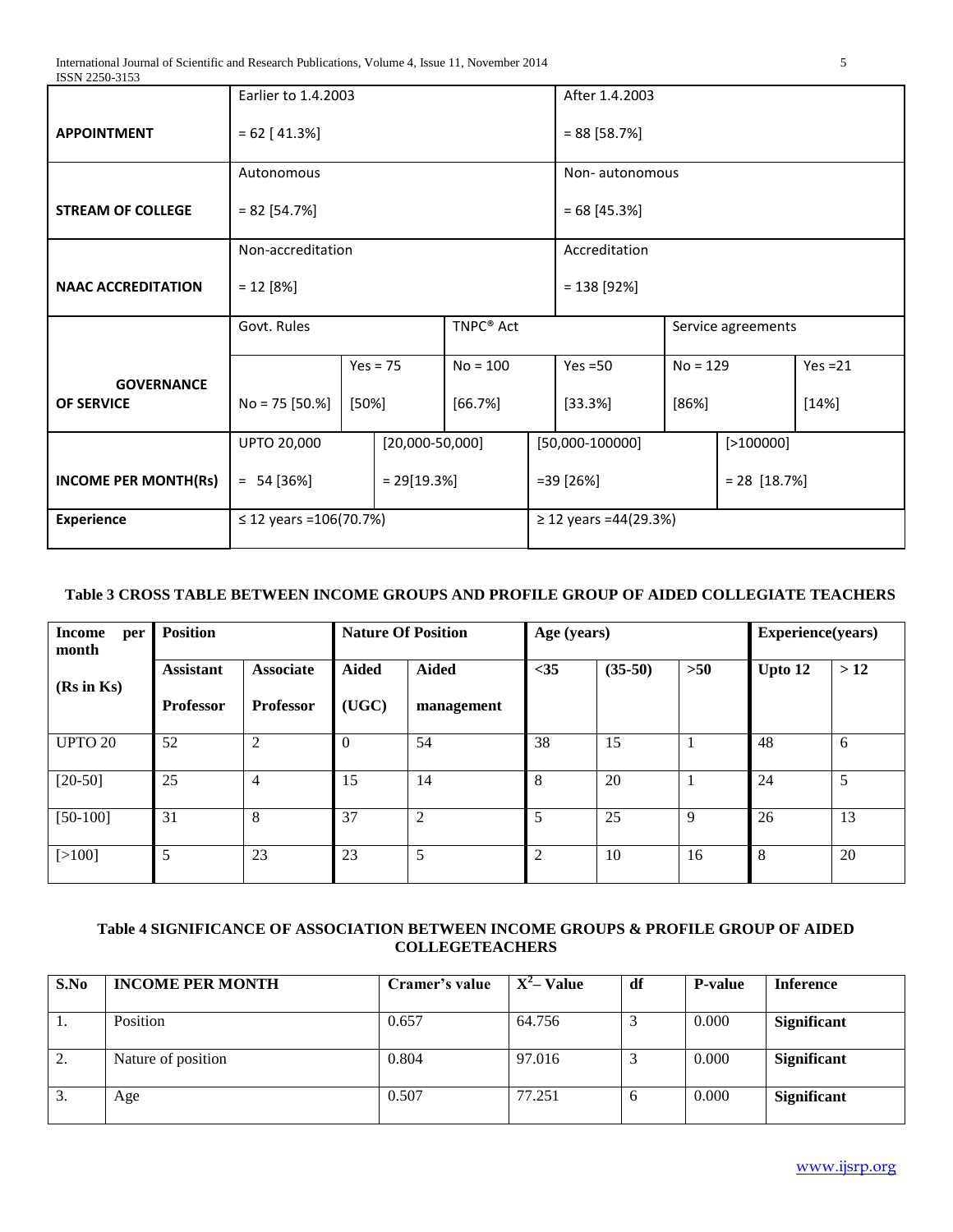| | | | | | | |
|---|---|---|---|---|---|---|
| **APPOINTMENT** | Earlier to 1.4.2003<br>= 62 [ 41.3%] | | | After 1.4.2003<br>= 88 [58.7%] | | |
| **STREAM OF COLLEGE** | Autonomous<br>= 82 [54.7%] | | | Non- autonomous<br>= 68 [45.3%] | | |
| **NAAC ACCREDITATION** | Non-accreditation<br>= 12 [8%] | | | Accreditation<br>= 138 [92%] | | |
| **GOVERNANCE OF SERVICE** | Govt. Rules | | TNPC® Act | | Service agreements | |
| | No = 75 [50.%] | Yes = 75 [50%] | No = 100 [66.7%] | Yes =50 [33.3%] | No = 129 [86%] | Yes =21 [14%] |
| **INCOME PER MONTH(Rs)** | UPTO 20,000<br>= 54 [36%] | [20,000-50,000]<br>= 29[19.3%] | | [50,000-100000]<br>=39 [26%] | [>100000]<br>= 28 [18.7%] | |
| **Experience** | ≤ 12 years =106(70.7%) | | | ≥ 12 years =44(29.3%) | | |

**Table 3 CROSS TABLE BETWEEN INCOME GROUPS AND PROFILE GROUP OF AIDED COLLEGIATE TEACHERS**

| Income per month (Rs in Ks) | Position | | Nature Of Position | | Age (years) | | | Experience(years) | |
|---|---|---|---|---|---|---|---|---|---|
| | Assistant Professor | Associate Professor | Aided (UGC) | Aided management | <35 | (35-50) | >50 | Upto 12 | > 12 |
| UPTO 20 | 52 | 2 | 0 | 54 | 38 | 15 | 1 | 48 | 6 |
| [20-50] | 25 | 4 | 15 | 14 | 8 | 20 | 1 | 24 | 5 |
| [50-100] | 31 | 8 | 37 | 2 | 5 | 25 | 9 | 26 | 13 |
| [>100] | 5 | 23 | 23 | 5 | 2 | 10 | 16 | 8 | 20 |

**Table 4 SIGNIFICANCE OF ASSOCIATION BETWEEN INCOME GROUPS & PROFILE GROUP OF AIDED COLLEGETEACHERS**

| S.No | INCOME PER MONTH | Cramer's value | $X^2$– Value | df | P-value | Inference |
|---|---|---|---|---|---|---|
| 1. | Position | 0.657 | 64.756 | 3 | 0.000 | **Significant** |
| 2. | Nature of position | 0.804 | 97.016 | 3 | 0.000 | **Significant** |
| 3. | Age | 0.507 | 77.251 | 6 | 0.000 | **Significant** |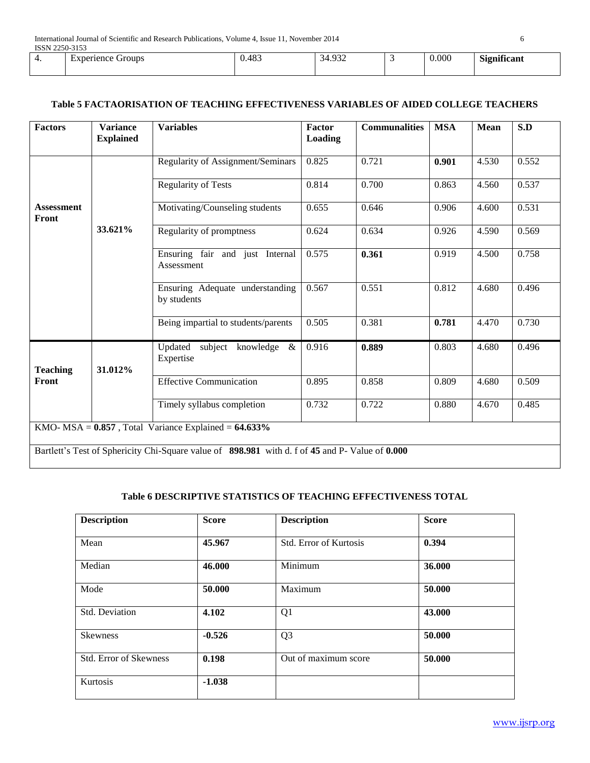| 4. | Experience Groups | 0.483 | 34.932 | 3 | 0.000 | **Significant** |
|---|---|---|---|---|---|---|

### Table 5 FACTAORISATION OF TEACHING EFFECTIVENESS VARIABLES OF AIDED COLLEGE TEACHERS

| Factors | Variance Explained | Variables | Factor Loading | Communalities | MSA | Mean | S.D |
|---|---|---|---|---|---|---|---|
| **Assessment Front** | **33.621%** | Regularity of Assignment/Seminars | 0.825 | 0.721 | **0.901** | 4.530 | 0.552 |
| | | Regularity of Tests | 0.814 | 0.700 | 0.863 | 4.560 | 0.537 |
| | | Motivating/Counseling students | 0.655 | 0.646 | 0.906 | 4.600 | 0.531 |
| | | Regularity of promptness | 0.624 | 0.634 | 0.926 | 4.590 | 0.569 |
| | | Ensuring fair and just Internal Assessment | 0.575 | **0.361** | 0.919 | 4.500 | 0.758 |
| | | Ensuring Adequate understanding by students | 0.567 | 0.551 | 0.812 | 4.680 | 0.496 |
| | | Being impartial to students/parents | 0.505 | 0.381 | **0.781** | 4.470 | 0.730 |
| **Teaching Front** | **31.012%** | Updated subject knowledge & Expertise | 0.916 | **0.889** | 0.803 | 4.680 | 0.496 |
| | | Effective Communication | 0.895 | 0.858 | 0.809 | 4.680 | 0.509 |
| | | Timely syllabus completion | 0.732 | 0.722 | 0.880 | 4.670 | 0.485 |
| KMO- MSA = **0.857** , Total Variance Explained = **64.633%** | | | | | | | |
| Bartlett's Test of Sphericity Chi-Square value of **898.981** with d. f of **45** and P- Value of **0.000** | | | | | | | |

### Table 6 DESCRIPTIVE STATISTICS OF TEACHING EFFECTIVENESS TOTAL

| Description | Score | Description | Score |
|---|---|---|---|
| Mean | **45.967** | Std. Error of Kurtosis | **0.394** |
| Median | **46.000** | Minimum | **36.000** |
| Mode | **50.000** | Maximum | **50.000** |
| Std. Deviation | **4.102** | Q1 | **43.000** |
| Skewness | **-0.526** | Q3 | **50.000** |
| Std. Error of Skewness | **0.198** | Out of maximum score | **50.000** |
| Kurtosis | **-1.038** | | |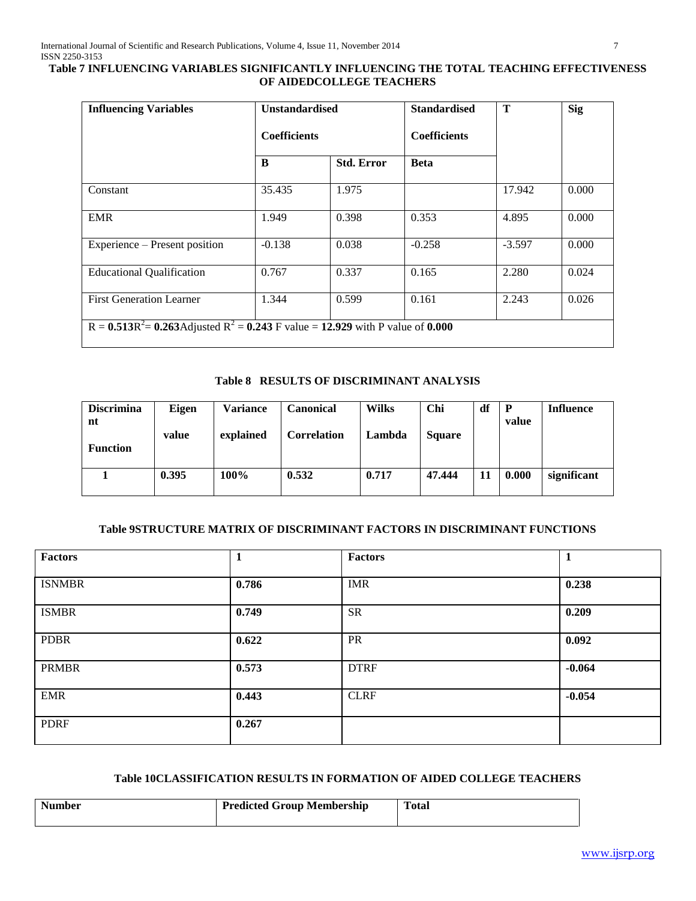**Table 7 INFLUENCING VARIABLES SIGNIFICANTLY INFLUENCING THE TOTAL TEACHING EFFECTIVENESS OF AIDEDCOLLEGE TEACHERS**

| Influencing Variables | Unstandardised Coefficients | | Standardised Coefficients | T | Sig |
|---|---|---|---|---|---|
| | B | Std. Error | Beta | | |
| Constant | 35.435 | 1.975 | | 17.942 | 0.000 |
| EMR | 1.949 | 0.398 | 0.353 | 4.895 | 0.000 |
| Experience – Present position | -0.138 | 0.038 | -0.258 | -3.597 | 0.000 |
| Educational Qualification | 0.767 | 0.337 | 0.165 | 2.280 | 0.024 |
| First Generation Learner | 1.344 | 0.599 | 0.161 | 2.243 | 0.026 |
| R = **0.513** $R^2$ = **0.263** Adjusted $R^2$ = **0.243** F value = **12.929** with P value of **0.000** | | | | | |

**Table 8 RESULTS OF DISCRIMINANT ANALYSIS**

| Discriminant Function | Eigen value | Variance explained | Canonical Correlation | Wilks Lambda | Chi Square | df | P value | Influence |
|---|---|---|---|---|---|---|---|---|
| **1** | **0.395** | **100%** | **0.532** | **0.717** | **47.444** | **11** | **0.000** | **significant** |

**Table 9STRUCTURE MATRIX OF DISCRIMINANT FACTORS IN DISCRIMINANT FUNCTIONS**

| Factors | 1 | Factors | 1 |
|---|---|---|---|
| ISNMBR | **0.786** | IMR | **0.238** |
| ISMBR | **0.749** | SR | **0.209** |
| PDBR | **0.622** | PR | **0.092** |
| PRMBR | **0.573** | DTRF | **-0.064** |
| EMR | **0.443** | CLRF | **-0.054** |
| PDRF | **0.267** | | |

**Table 10CLASSIFICATION RESULTS IN FORMATION OF AIDED COLLEGE TEACHERS**

| Number | Predicted Group Membership | Total |
|---|---|---|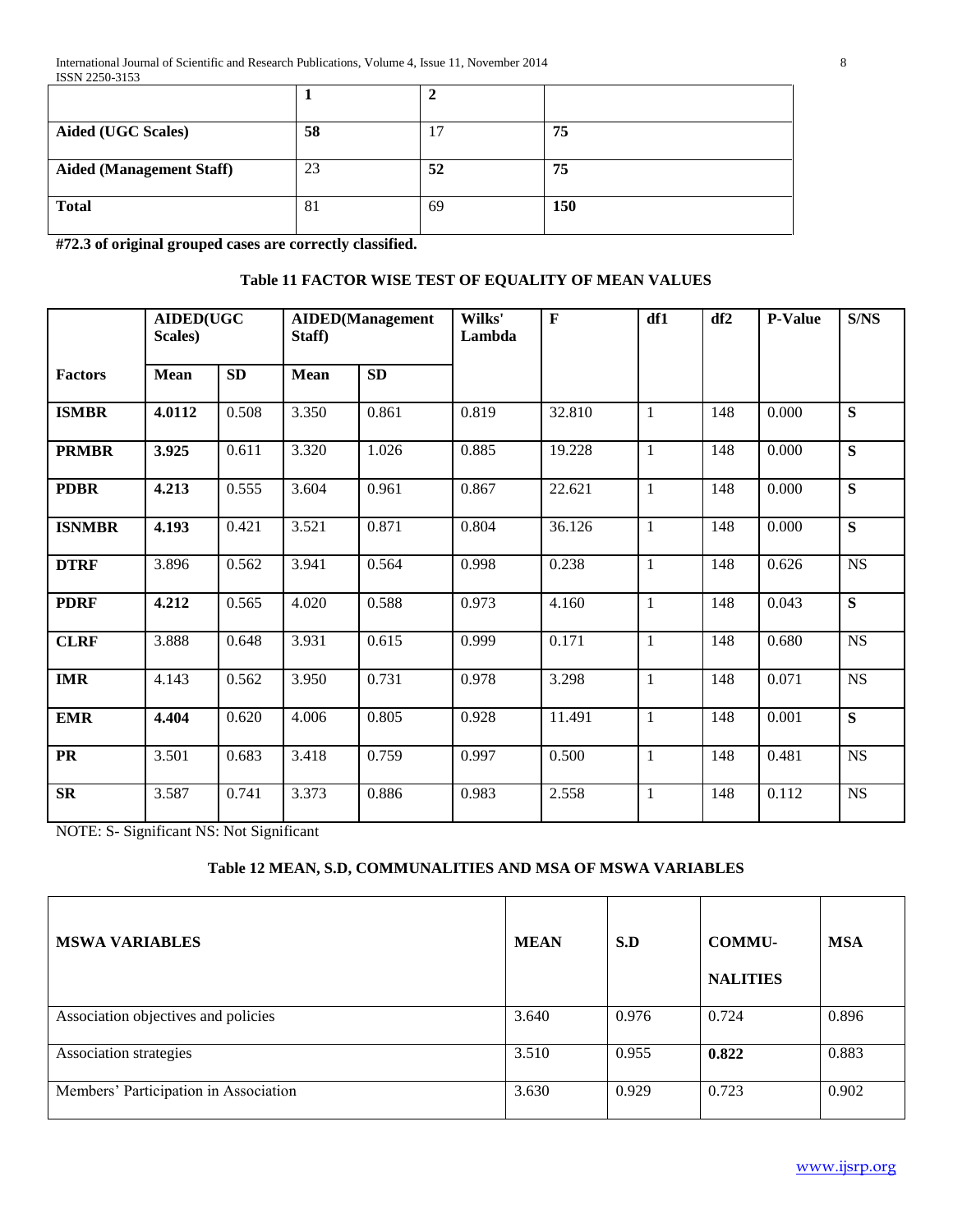| | **1** | **2** | |
|---|---|---|---|
| **Aided (UGC Scales)** | **58** | 17 | **75** |
| **Aided (Management Staff)** | 23 | **52** | **75** |
| **Total** | 81 | 69 | **150** |

**#72.3 of original grouped cases are correctly classified.**

### Table 11 FACTOR WISE TEST OF EQUALITY OF MEAN VALUES

| | **AIDED(UGC Scales)** | | **AIDED(Management Staff)** | | **Wilks' Lambda** | **F** | **df1** | **df2** | **P-Value** | **S/NS** |
|---|---|---|---|---|---|---|---|---|---|---|
| **Factors** | **Mean** | **SD** | **Mean** | **SD** | | | | | | |
| **ISMBR** | **4.0112** | 0.508 | 3.350 | 0.861 | 0.819 | 32.810 | 1 | 148 | 0.000 | **S** |
| **PRMBR** | **3.925** | 0.611 | 3.320 | 1.026 | 0.885 | 19.228 | 1 | 148 | 0.000 | **S** |
| **PDBR** | **4.213** | 0.555 | 3.604 | 0.961 | 0.867 | 22.621 | 1 | 148 | 0.000 | **S** |
| **ISNMBR** | **4.193** | 0.421 | 3.521 | 0.871 | 0.804 | 36.126 | 1 | 148 | 0.000 | **S** |
| **DTRF** | 3.896 | 0.562 | 3.941 | 0.564 | 0.998 | 0.238 | 1 | 148 | 0.626 | NS |
| **PDRF** | **4.212** | 0.565 | 4.020 | 0.588 | 0.973 | 4.160 | 1 | 148 | 0.043 | **S** |
| **CLRF** | 3.888 | 0.648 | 3.931 | 0.615 | 0.999 | 0.171 | 1 | 148 | 0.680 | NS |
| **IMR** | 4.143 | 0.562 | 3.950 | 0.731 | 0.978 | 3.298 | 1 | 148 | 0.071 | NS |
| **EMR** | **4.404** | 0.620 | 4.006 | 0.805 | 0.928 | 11.491 | 1 | 148 | 0.001 | **S** |
| **PR** | 3.501 | 0.683 | 3.418 | 0.759 | 0.997 | 0.500 | 1 | 148 | 0.481 | NS |
| **SR** | 3.587 | 0.741 | 3.373 | 0.886 | 0.983 | 2.558 | 1 | 148 | 0.112 | NS |

NOTE: S- Significant NS: Not Significant

### Table 12 MEAN, S.D, COMMUNALITIES AND MSA OF MSWA VARIABLES

| **MSWA VARIABLES** | **MEAN** | **S.D** | **COMMU-NALITIES** | **MSA** |
|---|---|---|---|---|
| Association objectives and policies | 3.640 | 0.976 | 0.724 | 0.896 |
| Association strategies | 3.510 | 0.955 | **0.822** | 0.883 |
| Members' Participation in Association | 3.630 | 0.929 | 0.723 | 0.902 |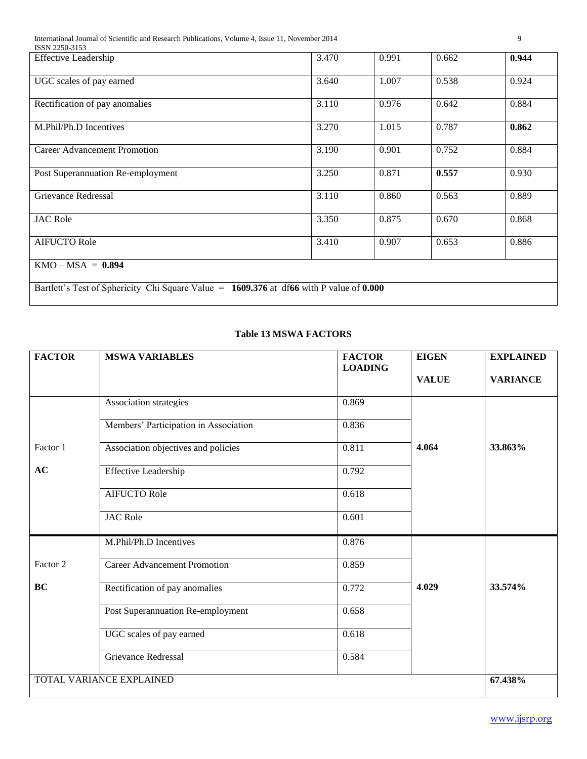| | | | | |
|---|---|---|---|---|
| Effective Leadership | 3.470 | 0.991 | 0.662 | **0.944** |
| UGC scales of pay earned | 3.640 | 1.007 | 0.538 | 0.924 |
| Rectification of pay anomalies | 3.110 | 0.976 | 0.642 | 0.884 |
| M.Phil/Ph.D Incentives | 3.270 | 1.015 | 0.787 | **0.862** |
| Career Advancement Promotion | 3.190 | 0.901 | 0.752 | 0.884 |
| Post Superannuation Re-employment | 3.250 | 0.871 | **0.557** | 0.930 |
| Grievance Redressal | 3.110 | 0.860 | 0.563 | 0.889 |
| JAC Role | 3.350 | 0.875 | 0.670 | 0.868 |
| AIFUCTO Role | 3.410 | 0.907 | 0.653 | 0.886 |
| KMO – MSA = **0.894** | | | | |
| Bartlett's Test of Sphericity Chi Square Value = **1609.376** at df**66** with P value of **0.000** | | | | |

**Table 13 MSWA FACTORS**

| **FACTOR** | **MSWA VARIABLES** | **FACTOR LOADING** | **EIGEN VALUE** | **EXPLAINED VARIANCE** |
|---|---|---|---|---|
| Factor 1 **AC** | Association strategies | 0.869 | **4.064** | **33.863%** |
| | Members' Participation in Association | 0.836 | | |
| | Association objectives and policies | 0.811 | | |
| | Effective Leadership | 0.792 | | |
| | AIFUCTO Role | 0.618 | | |
| | JAC Role | 0.601 | | |
| Factor 2 **BC** | M.Phil/Ph.D Incentives | 0.876 | **4.029** | **33.574%** |
| | Career Advancement Promotion | 0.859 | | |
| | Rectification of pay anomalies | 0.772 | | |
| | Post Superannuation Re-employment | 0.658 | | |
| | UGC scales of pay earned | 0.618 | | |
| | Grievance Redressal | 0.584 | | |
| TOTAL VARIANCE EXPLAINED | | | | **67.438%** |